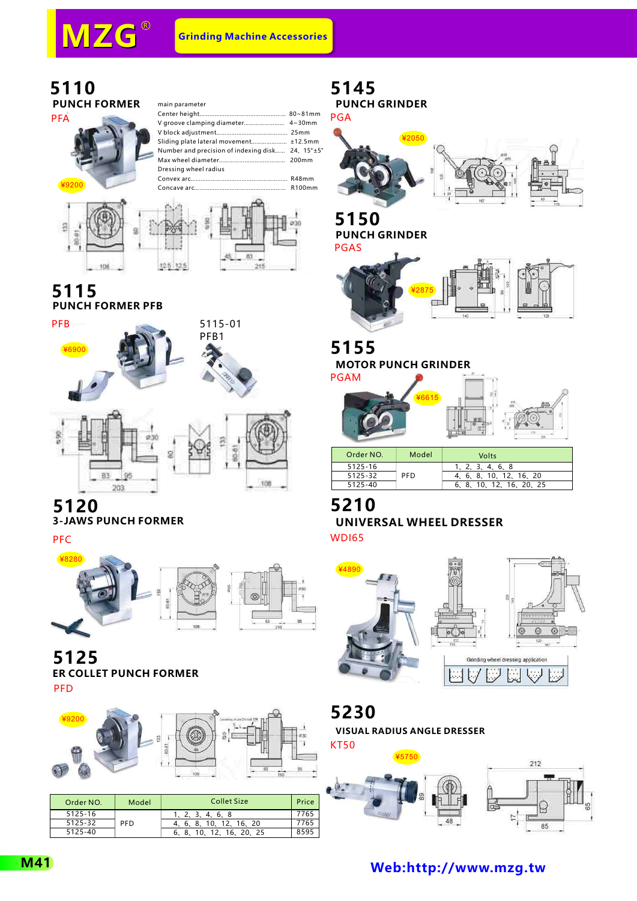# MZG®

**Grinding Machine Accessories**

## 5110

### PUNCH FORMER

PFA

¥9200

main parameter

| Parameter | Value |
|---|---|
| Center height | 80~81mm |
| V groove clamping diameter | 4~30mm |
| V block adjustment | 25mm |
| Sliding plate lateral movement | ±12.5mm |
| Number and precision of indexing disk | 24、15"±5" |
| Max wheel diameter | 200mm |
| Dressing wheel radius | |
| Convex arc | R48mm |
| Concave arc | R100mm |

## 5115

### PUNCH FORMER PFB

PFB

¥6900

5115-01

PFB1

## 5120

### 3-JAWS PUNCH FORMER

PFC

¥8280

## 5125

### ER COLLET PUNCH FORMER

PFD

¥9200

| Order NO. | Model | Collet Size | Price |
|---|---|---|---|
| 5125-16 | PFD | 1、2、3、4、6、8 | 7765 |
| 5125-32 | | 4、6、8、10、12、16、20 | 7765 |
| 5125-40 | | 6、8、10、12、16、20、25 | 8595 |

## 5145

### PUNCH GRINDER

PGA

¥2050

## 5150

### PUNCH GRINDER

PGAS

¥2875

## 5155

### MOTOR PUNCH GRINDER

PGAM

¥6615

| Order NO. | Model | Volts |
|---|---|---|
| 5125-16 | PFD | 1、2、3、4、6、8 |
| 5125-32 | | 4、6、8、10、12、16、20 |
| 5125-40 | | 6、8、10、12、16、20、25 |

## 5210

### UNIVERSAL WHEEL DRESSER

WDI65

¥4890

Grinding wheel dressing application

## 5230

### VISUAL RADIUS ANGLE DRESSER

KT50

¥5750

Web:http://www.mzg.tw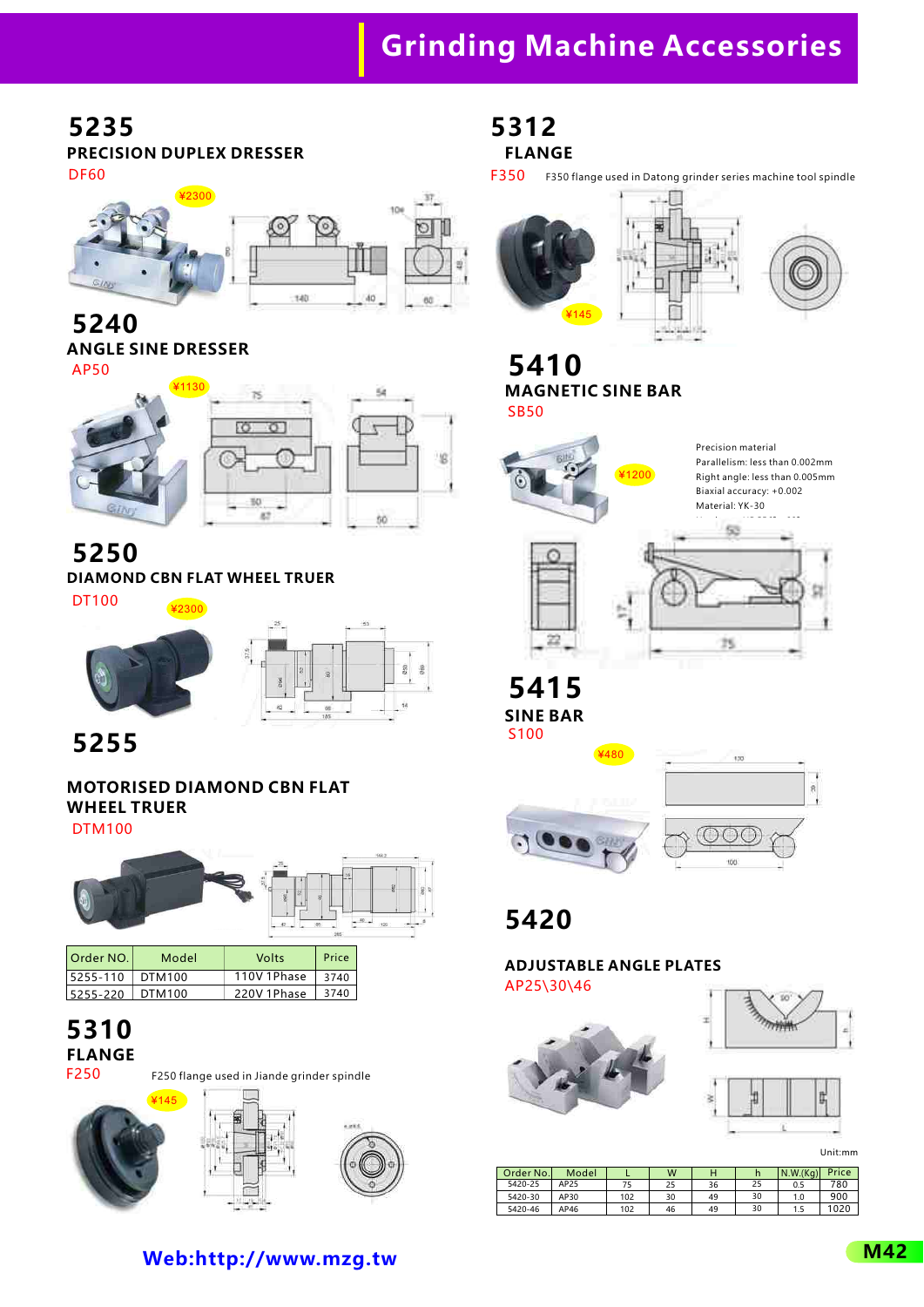# Grinding Machine Accessories

## 5235

### PRECISION DUPLEX DRESSER

DF60

¥2300

## 5240

### ANGLE SINE DRESSER

AP50

¥1130

## 5250

### DIAMOND CBN FLAT WHEEL TRUER

DT100

¥2300

## 5255

### MOTORISED DIAMOND CBN FLAT WHEEL TRUER

DTM100

| Order NO. | Model | Volts | Price |
|---|---|---|---|
| 5255-110 | DTM100 | 110V 1Phase | 3740 |
| 5255-220 | DTM100 | 220V 1Phase | 3740 |

## 5310

### FLANGE

F250

F250 flange used in Jiande grinder spindle

¥145

## 5312

### FLANGE

F350

F350 flange used in Datong grinder series machine tool spindle

¥145

## 5410

### MAGNETIC SINE BAR

SB50

¥1200

Precision material
Parallelism: less than 0.002mm
Right angle: less than 0.005mm
Biaxial accuracy: +0.002
Material: YK-30

## 5415

### SINE BAR

S100

¥480

## 5420

### ADJUSTABLE ANGLE PLATES

AP25\30\46

Unit:mm

| Order No. | Model | L | W | H | h | N.W.(Kg) | Price |
|---|---|---|---|---|---|---|---|
| 5420-25 | AP25 | 75 | 25 | 36 | 25 | 0.5 | 780 |
| 5420-30 | AP30 | 102 | 30 | 49 | 30 | 1.0 | 900 |
| 5420-46 | AP46 | 102 | 46 | 49 | 30 | 1.5 | 1020 |

Web:http://www.mzg.tw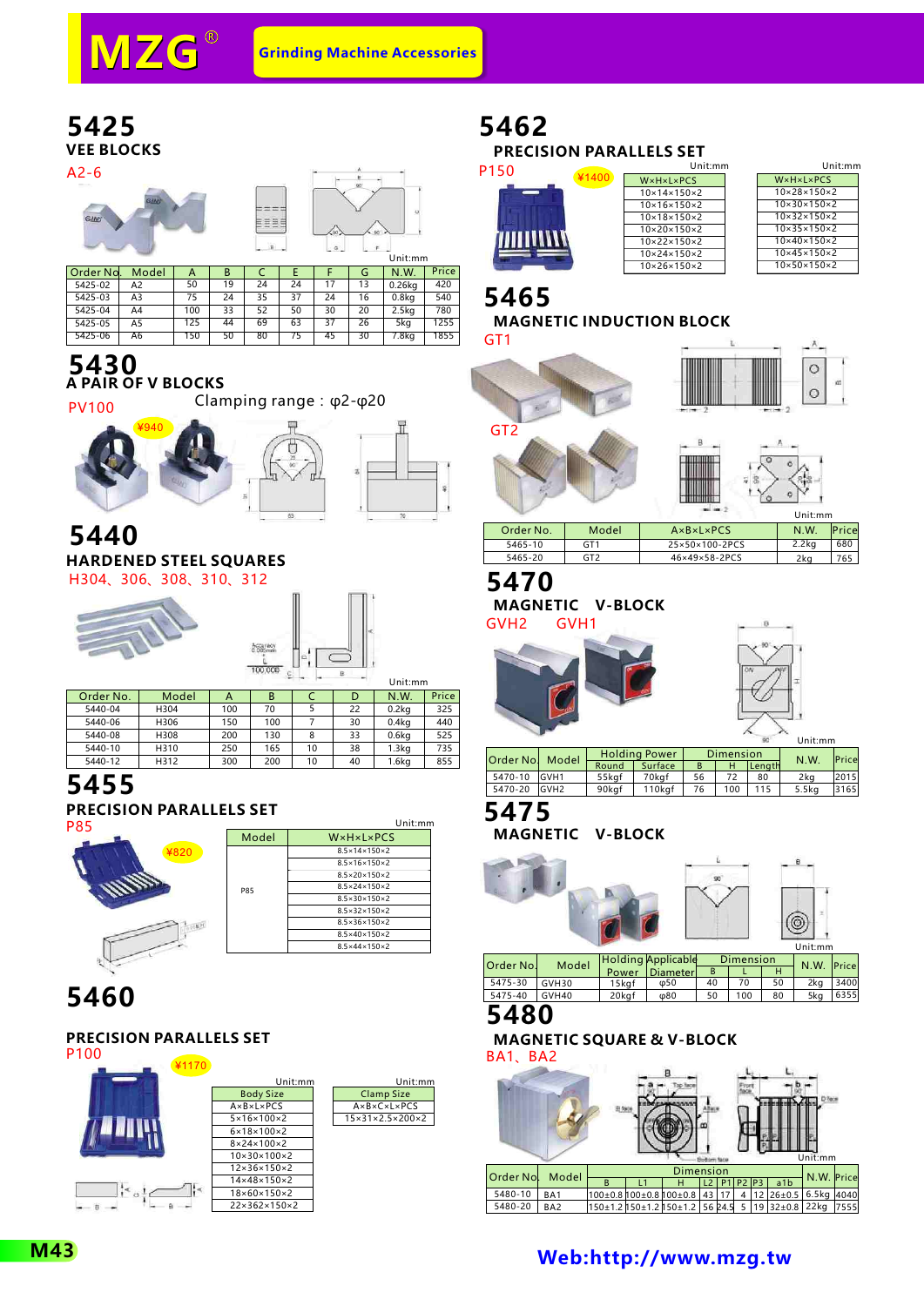# MZG®

Grinding Machine Accessories

## 5425

### VEE BLOCKS

A2-6

Unit:mm

| Order No. | Model | A | B | C | E | F | G | N.W. | Price |
|---|---|---|---|---|---|---|---|---|---|
| 5425-02 | A2 | 50 | 19 | 24 | 24 | 17 | 13 | 0.26kg | 420 |
| 5425-03 | A3 | 75 | 24 | 35 | 37 | 24 | 16 | 0.8kg | 540 |
| 5425-04 | A4 | 100 | 33 | 52 | 50 | 30 | 20 | 2.5kg | 780 |
| 5425-05 | A5 | 125 | 44 | 69 | 63 | 37 | 26 | 5kg | 1255 |
| 5425-06 | A6 | 150 | 50 | 80 | 75 | 45 | 30 | 7.8kg | 1855 |

## 5430

### A PAIR OF V BLOCKS

PV100

Clamping range：φ2-φ20

¥940

## 5440

### HARDENED STEEL SQUARES

H304、306、308、310、312

Unit:mm

| Order No. | Model | A | B | C | D | N.W. | Price |
|---|---|---|---|---|---|---|---|
| 5440-04 | H304 | 100 | 70 | 5 | 22 | 0.2kg | 325 |
| 5440-06 | H306 | 150 | 100 | 7 | 30 | 0.4kg | 440 |
| 5440-08 | H308 | 200 | 130 | 8 | 33 | 0.6kg | 525 |
| 5440-10 | H310 | 250 | 165 | 10 | 38 | 1.3kg | 735 |
| 5440-12 | H312 | 300 | 200 | 10 | 40 | 1.6kg | 855 |

## 5455

### PRECISION PARALLELS SET

P85

¥820

Unit:mm

| Model | W×H×L×PCS |
|---|---|
| P85 | 8.5×14×150×2 |
| | 8.5×16×150×2 |
| | 8.5×20×150×2 |
| | 8.5×24×150×2 |
| | 8.5×30×150×2 |
| | 8.5×32×150×2 |
| | 8.5×36×150×2 |
| | 8.5×40×150×2 |
| | 8.5×44×150×2 |

## 5460

### PRECISION PARALLELS SET

P100

¥1170

Unit:mm

| Body Size |
|---|
| A×B×L×PCS |
| 5×16×100×2 |
| 6×18×100×2 |
| 8×24×100×2 |
| 10×30×100×2 |
| 12×36×150×2 |
| 14×48×150×2 |
| 18×60×150×2 |
| 22×362×150×2 |

Unit:mm

| Clamp Size |
|---|
| A×B×C×L×PCS |
| 15×31×2.5×200×2 |

## 5462

### PRECISION PARALLELS SET

P150

¥1400

Unit:mm

| W×H×L×PCS |
|---|
| 10×14×150×2 |
| 10×16×150×2 |
| 10×18×150×2 |
| 10×20×150×2 |
| 10×22×150×2 |
| 10×24×150×2 |
| 10×26×150×2 |

Unit:mm

| W×H×L×PCS |
|---|
| 10×28×150×2 |
| 10×30×150×2 |
| 10×32×150×2 |
| 10×35×150×2 |
| 10×40×150×2 |
| 10×45×150×2 |
| 10×50×150×2 |

## 5465

### MAGNETIC INDUCTION BLOCK

GT1

GT2

Unit:mm

| Order No. | Model | A×B×L×PCS | N.W. | Price |
|---|---|---|---|---|
| 5465-10 | GT1 | 25×50×100-2PCS | 2.2kg | 680 |
| 5465-20 | GT2 | 46×49×58-2PCS | 2kg | 765 |

## 5470

### MAGNETIC V-BLOCK

GVH2 GVH1

Unit:mm

| Order No. | Model | Holding Power | | Dimension | | | N.W. | Price |
|---|---|---|---|---|---|---|---|---|
| | | Round | Surface | B | H | Length | | |
| 5470-10 | GVH1 | 55kgf | 70kgf | 56 | 72 | 80 | 2kg | 2015 |
| 5470-20 | GVH2 | 90kgf | 110kgf | 76 | 100 | 115 | 5.5kg | 3165 |

## 5475

### MAGNETIC V-BLOCK

Unit:mm

| Order No. | Model | Holding Power | Applicable Diameter | Dimension | | | N.W. | Price |
|---|---|---|---|---|---|---|---|---|
| | | | | B | L | H | | |
| 5475-30 | GVH30 | 15kgf | φ50 | 40 | 70 | 50 | 2kg | 3400 |
| 5475-40 | GVH40 | 20kgf | φ80 | 50 | 100 | 80 | 5kg | 6355 |

## 5480

### MAGNETIC SQUARE & V-BLOCK

BA1、BA2

Unit:mm

| Order No. | Model | Dimension | | | | | | | | N.W. | Price |
|---|---|---|---|---|---|---|---|---|---|---|---|
| | | B | L1 | H | L2 | P1 | P2 | P3 | a1b | | |
| 5480-10 | BA1 | 100±0.8 | 100±0.8 | 100±0.8 | 43 | 17 | 4 | 12 | 26±0.5 | 6.5kg | 4040 |
| 5480-20 | BA2 | 150±1.2 | 150±1.2 | 150±1.2 | 56 | 24.5 | 5 | 19 | 32±0.8 | 22kg | 7555 |

Web:http://www.mzg.tw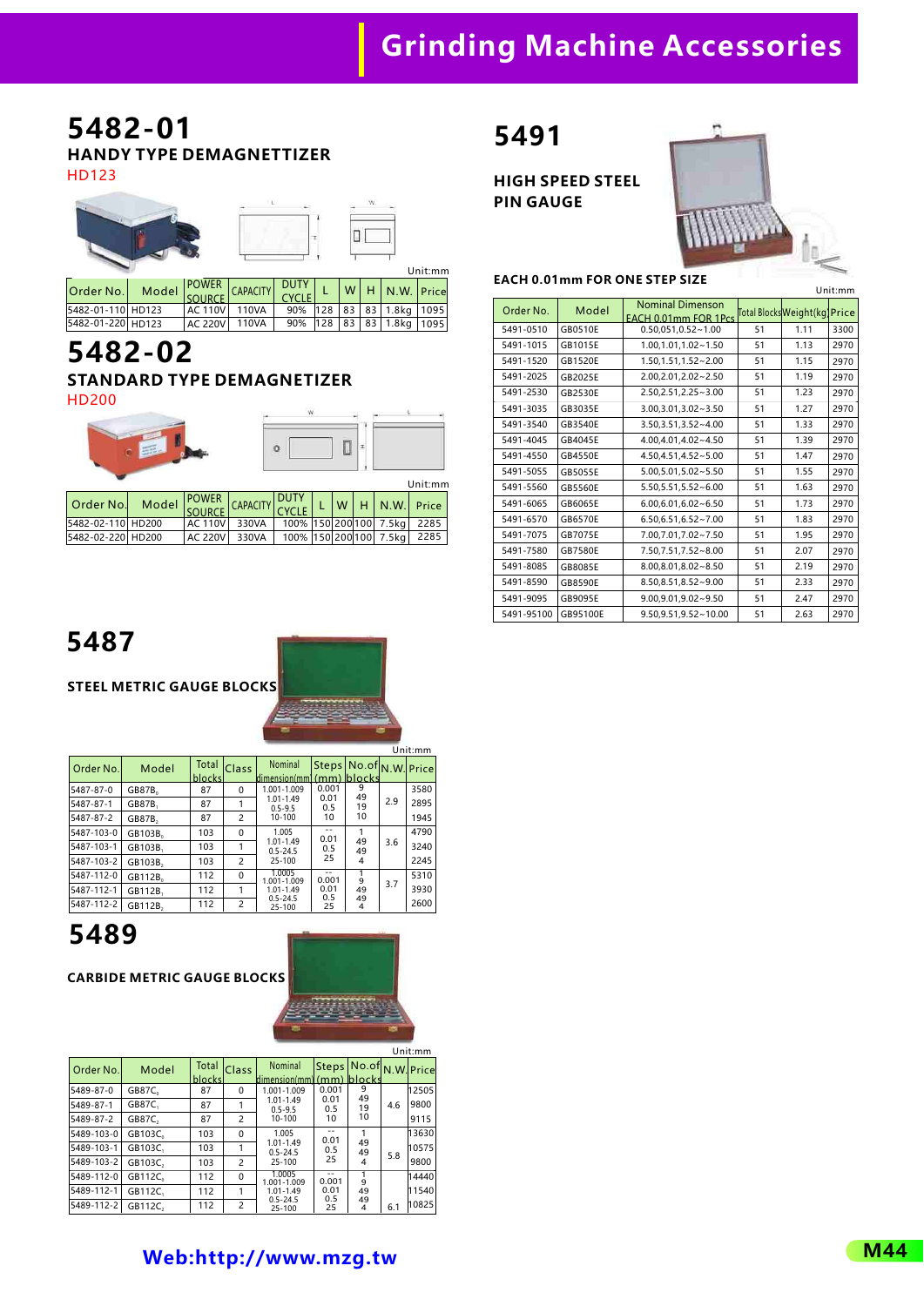# Grinding Machine Accessories

## 5482-01

### HANDY TYPE DEMAGNETTIZER

HD123

Unit:mm

| Order No. | Model | POWER SOURCE | CAPACITY | DUTY CYCLE | L | W | H | N.W. | Price |
|---|---|---|---|---|---|---|---|---|---|
| 5482-01-110 | HD123 | AC 110V | 110VA | 90% | 128 | 83 | 83 | 1.8kg | 1095 |
| 5482-01-220 | HD123 | AC 220V | 110VA | 90% | 128 | 83 | 83 | 1.8kg | 1095 |

## 5482-02

### STANDARD TYPE DEMAGNETIZER

HD200

Unit:mm

| Order No. | Model | POWER SOURCE | CAPACITY | DUTY CYCLE | L | W | H | N.W. | Price |
|---|---|---|---|---|---|---|---|---|---|
| 5482-02-110 | HD200 | AC 110V | 330VA | 100% | 150 | 200 | 100 | 7.5kg | 2285 |
| 5482-02-220 | HD200 | AC 220V | 330VA | 100% | 150 | 200 | 100 | 7.5kg | 2285 |

## 5487

### STEEL METRIC GAUGE BLOCKS

Unit:mm

| Order No. | Model | Total blocks | Class | Nominal dimension(mm) | Steps (mm) | No.of blocks | N.W. | Price |
|---|---|---|---|---|---|---|---|---|
| 5487-87-0 | GB87B₀ | 87 | 0 | 1.001-1.009 | 0.001 | 9 | 2.9 | 3580 |
| 5487-87-1 | GB87B₁ | 87 | 1 | 1.01-1.49<br>0.5-9.5 | 0.01<br>0.5 | 49<br>19 | | 2895 |
| 5487-87-2 | GB87B₂ | 87 | 2 | 10-100 | 10 | 10 | | 1945 |
| 5487-103-0 | GB103B₀ | 103 | 0 | 1.005 | -- | 1 | 3.6 | 4790 |
| 5487-103-1 | GB103B₁ | 103 | 1 | 1.01-1.49<br>0.5-24.5 | 0.01<br>0.5 | 49<br>49 | | 3240 |
| 5487-103-2 | GB103B₂ | 103 | 2 | 25-100 | 25 | 4 | | 2245 |
| 5487-112-0 | GB112B₀ | 112 | 0 | 1.0005<br>1.001-1.009 | --<br>0.001 | 1<br>9 | 3.7 | 5310 |
| 5487-112-1 | GB112B₁ | 112 | 1 | 1.01-1.49<br>0.5-24.5 | 0.01<br>0.5 | 49<br>49 | | 3930 |
| 5487-112-2 | GB112B₂ | 112 | 2 | 25-100 | 25 | 4 | | 2600 |

## 5489

### CARBIDE METRIC GAUGE BLOCKS

Unit:mm

| Order No. | Model | Total blocks | Class | Nominal dimension(mm) | Steps (mm) | No.of blocks | N.W. | Price |
|---|---|---|---|---|---|---|---|---|
| 5489-87-0 | GB87C₀ | 87 | 0 | 1.001-1.009 | 0.001 | 9 | 4.6 | 12505 |
| 5489-87-1 | GB87C₁ | 87 | 1 | 1.01-1.49<br>0.5-9.5 | 0.01<br>0.5 | 49<br>19 | | 9800 |
| 5489-87-2 | GB87C₂ | 87 | 2 | 10-100 | 10 | 10 | | 9115 |
| 5489-103-0 | GB103C₀ | 103 | 0 | 1.005 | -- | 1 | 5.8 | 13630 |
| 5489-103-1 | GB103C₁ | 103 | 1 | 1.01-1.49<br>0.5-24.5 | 0.01<br>0.5 | 49<br>49 | | 10575 |
| 5489-103-2 | GB103C₂ | 103 | 2 | 25-100 | 25 | 4 | | 9800 |
| 5489-112-0 | GB112C₀ | 112 | 0 | 1.0005<br>1.001-1.009 | --<br>0.001 | 1<br>9 | 6.1 | 14440 |
| 5489-112-1 | GB112C₁ | 112 | 1 | 1.01-1.49<br>0.5-24.5 | 0.01<br>0.5 | 49<br>49 | | 11540 |
| 5489-112-2 | GB112C₂ | 112 | 2 | 25-100 | 25 | 4 | | 10825 |

## 5491

### HIGH SPEED STEEL PIN GAUGE

**EACH 0.01mm FOR ONE STEP SIZE**

Unit:mm

| Order No. | Model | Nominal Dimenson EACH 0.01mm FOR 1Pcs | Total Blocks | Weight(kg) | Price |
|---|---|---|---|---|---|
| 5491-0510 | GB0510E | 0.50,051,0.52~1.00 | 51 | 1.11 | 3300 |
| 5491-1015 | GB1015E | 1.00,1.01,1.02~1.50 | 51 | 1.13 | 2970 |
| 5491-1520 | GB1520E | 1.50,1.51,1.52~2.00 | 51 | 1.15 | 2970 |
| 5491-2025 | GB2025E | 2.00,2.01,2.02~2.50 | 51 | 1.19 | 2970 |
| 5491-2530 | GB2530E | 2.50,2.51,2.25~3.00 | 51 | 1.23 | 2970 |
| 5491-3035 | GB3035E | 3.00,3.01,3.02~3.50 | 51 | 1.27 | 2970 |
| 5491-3540 | GB3540E | 3.50,3.51,3.52~4.00 | 51 | 1.33 | 2970 |
| 5491-4045 | GB4045E | 4.00,4.01,4.02~4.50 | 51 | 1.39 | 2970 |
| 5491-4550 | GB4550E | 4.50,4.51,4.52~5.00 | 51 | 1.47 | 2970 |
| 5491-5055 | GB5055E | 5.00,5.01,5.02~5.50 | 51 | 1.55 | 2970 |
| 5491-5560 | GB5560E | 5.50,5.51,5.52~6.00 | 51 | 1.63 | 2970 |
| 5491-6065 | GB6065E | 6.00,6.01,6.02~6.50 | 51 | 1.73 | 2970 |
| 5491-6570 | GB6570E | 6.50,6.51,6.52~7.00 | 51 | 1.83 | 2970 |
| 5491-7075 | GB7075E | 7.00,7.01,7.02~7.50 | 51 | 1.95 | 2970 |
| 5491-7580 | GB7580E | 7.50,7.51,7.52~8.00 | 51 | 2.07 | 2970 |
| 5491-8085 | GB8085E | 8.00,8.01,8.02~8.50 | 51 | 2.19 | 2970 |
| 5491-8590 | GB8590E | 8.50,8.51,8.52~9.00 | 51 | 2.33 | 2970 |
| 5491-9095 | GB9095E | 9.00,9.01,9.02~9.50 | 51 | 2.47 | 2970 |
| 5491-95100 | GB95100E | 9.50,9.51,9.52~10.00 | 51 | 2.63 | 2970 |

Web:http://www.mzg.tw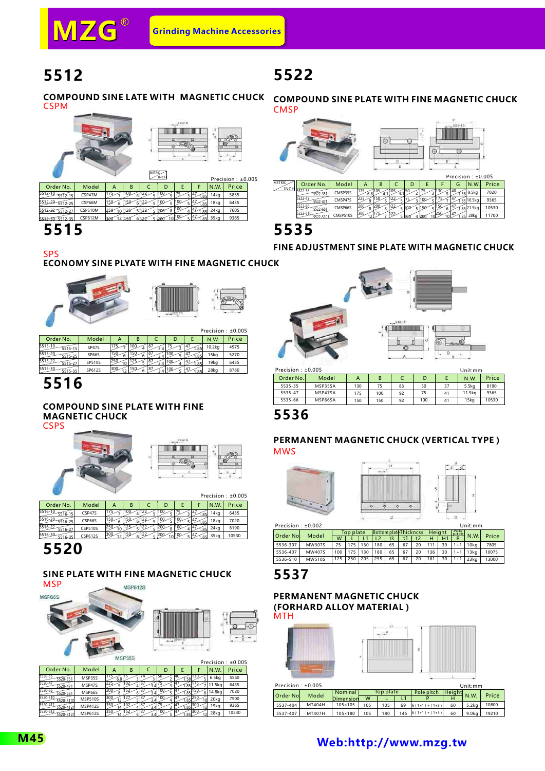MZG® Grinding Machine Accessories

# 5512

## COMPOUND SINE LATE WITH MAGNETIC CHUCK
CSPM

Precision : ±0.005

| Order No. | | Model | A | | B | | C | | D | | E | | F | | N.W. | Price |
|---|---|---|---|---|---|---|---|---|---|---|---|---|---|---|---|---|
| 5512-10 | 5512-15 | CSP47M | 175 | 7 | 100 | 4 | 122 | 5 | 100 | 5 | 75 | 3 | 47 | 1.85 | 14kg | 5855 |
| 5512-20 | 5512-25 | CSP66M | 150 | 6 | 150 | 6 | 122 | 5 | 100 | 5 | 100 | 5 | 47 | 1.85 | 18kg | 6435 |
| 5512-22 | 5512-27 | CSP510M | 250 | 10 | 125 | 5 | 122 | 5 | 200 | 8 | 100 | 4 | 47 | 1.85 | 24kg | 7605 |
| 5512-30 | 5512-35 | CSP612M | 300 | 12 | 150 | 6 | 122 | 5 | 200 | 10 | 100 | 5 | 47 | 1.85 | 35kg | 9365 |

# 5522

## COMPOUND SINE PLATE WITH FINE MAGNETIC CHUCK
CMSP

Precision : ±0.005

| Order No. | | Model | A | | B | | C | | D | | E | | F | | G | | N.W. | Price |
|---|---|---|---|---|---|---|---|---|---|---|---|---|---|---|---|---|---|---|
| 5522-35 | 5522-351 | CMSP35S | 175 | 6.8 | 105 | 4.1 | 105 | 4.1 | 50 | 2 | 75 | 3 | 130 | 5 | 40 | 1.58 | 9.5kg | 7020 |
| 5522-47 | 5522-471 | CMSP47S | 225 | 9 | 150 | 6 | 122 | 5 | 75 | 3 | 100 | 5 | 175 | 7 | 47 | 1.85 | 16.5kg | 9365 |
| 5522-66 | 5522-661 | CMSP66S | 200 | 8 | 200 | 8 | 122 | 5 | 100 | 5 | 150 | 5 | 150 | 6 | 47 | 1.85 | 21.5kg | 10530 |
| 5522-510 | 5522-5101 | CMSP510S | 300 | 12 | 175 | 7 | 122 | 5 | 100 | 4 | 200 | 10 | 250 | 10 | 47 | 1.85 | 28kg | 11700 |

# 5515

## ECONOMY SINE PLYATE WITH FINE MAGNETIC CHUCK
SPS

Precision : ±0.005

| Order No. | | Model | A | | B | | C | | D | | E | | N.W. | Price |
|---|---|---|---|---|---|---|---|---|---|---|---|---|---|---|
| 5515-10 | 5515-15 | SP47S | 175 | 7 | 100 | 4 | 87 | 3.4 | 75 | 3 | 47 | 1.85 | 10.2kg | 4975 |
| 5515-20 | 5515-25 | SP66S | 150 | 6 | 150 | 6 | 87 | 3.4 | 100 | 5 | 47 | 1.85 | 15kg | 5270 |
| 5515-22 | 5515-27 | SP510S | 250 | 10 | 125 | 5 | 87 | 3.4 | 100 | 4 | 47 | 1.85 | 19kg | 6435 |
| 5515-30 | 5515-35 | SP612S | 300 | 12 | 150 | 6 | 87 | 3.4 | 100 | 5 | 47 | 1.85 | 28kg | 8780 |

# 5535

## FINE ADJUSTMENT SINE PLATE WITH MAGNETIC CHUCK

Precision : ±0.005 Unit:mm

| Order No. | Model | A | B | C | D | E | N.W. | Price |
|---|---|---|---|---|---|---|---|---|
| 5535-35 | MSP35SA | 130 | 75 | 83 | 50 | 37 | 5.5kg | 8190 |
| 5535-47 | MSP47SA | 175 | 100 | 92 | 75 | 41 | 11.5kg | 9365 |
| 5535-66 | MSP66SA | 150 | 150 | 92 | 100 | 41 | 15kg | 10530 |

# 5516

## COMPOUND SINE PLATE WITH FINE MAGNETIC CHUCK
CSPS

Precision : ±0.005

| Order No. | | Model | A | | B | | C | | D | | E | | F | | N.W. | Price |
|---|---|---|---|---|---|---|---|---|---|---|---|---|---|---|---|---|
| 5516-10 | 5516-15 | CSP47S | 175 | 7 | 100 | 4 | 122 | 5 | 100 | 5 | 75 | 3 | 47 | 1.85 | 14kg | 6435 |
| 5516-20 | 5516-25 | CSP66S | 150 | 6 | 150 | 6 | 122 | 5 | 100 | 5 | 100 | 5 | 47 | 1.85 | 18kg | 7020 |
| 5516-22 | 5516-27 | CSP510S | 250 | 10 | 125 | 5 | 122 | 5 | 200 | 8 | 100 | 4 | 47 | 1.85 | 24kg | 8190 |
| 5516-30 | 5516-35 | CSP612S | 300 | 12 | 150 | 6 | 122 | 5 | 200 | 10 | 100 | 5 | 47 | 1.85 | 35kg | 10530 |

# 5536

## PERMANENT MAGNETIC CHUCK (VERTICAL TYPE )
MWS

Precision : ±0.002 Unit:mm

| Order No | Model | Top plate | | | Bottom plate | | Thickncss | | Height | | Pole pitch | N.W. | Price |
|---|---|---|---|---|---|---|---|---|---|---|---|---|---|
| | | W | L | L1 | L2 | t3 | t1 | t2 | H | H1 | P | | |
| 5536-307 | MW307S | 75 | 175 | 130 | 180 | 65 | 67 | 20 | 111 | 30 | 1+1 | 10kg | 7805 |
| 5536-407 | MW407S | 100 | 175 | 130 | 180 | 65 | 67 | 20 | 136 | 30 | 1+1 | 13kg | 10075 |
| 5536-510 | MW510S | 125 | 250 | 205 | 255 | 65 | 67 | 20 | 161 | 30 | 1+1 | 23kg | 13000 |

# 5520

## SINE PLATE WITH FINE MAGNETIC CHUCK
MSP

MSP66S MSP612S MSP35S

Precision : ±0.005

| Order No. | | Model | A | | B | | C | | D | | E | | F | | N.W. | Price |
|---|---|---|---|---|---|---|---|---|---|---|---|---|---|---|---|---|
| 5520-35 | 5520-351 | MSP35S | 175 | 6.8 | 75 | 3 | 74 | 3 | 50 | 2 | 40 | 1.58 | 130 | 5 | 6.5kg | 5560 |
| 5520-47 | 5520-471 | MSP47S | 225 | 9 | 102 | 4 | 87 | 3.4 | 75 | 3 | 47 | 1.85 | 175 | 7 | 11.5kg | 6435 |
| 5520-66 | 5520-661 | MSP66S | 200 | 8 | 152 | 6 | 87 | 3.4 | 100 | 5 | 47 | 1.85 | 150 | 6 | 14.8kg | 7020 |
| 5520-510 | 5520-5101 | MSP510S | 300 | 12 | 127 | 5 | 87 | 3.4 | 100 | 4 | 47 | 1.85 | 250 | 10 | 20kg | 7900 |
| 5520-412 | 5520-4121 | MSP412S | 350 | 14 | 102 | 4 | 87 | 3.4 | 75 | 3 | 47 | 1.85 | 300 | 12 | 19kg | 9365 |
| 5520-612 | 5520-6121 | MSP612S | 350 | 14 | 152 | 6 | 87 | 3.4 | 100 | 5 | 47 | 1.85 | 300 | 12 | 28kg | 10530 |

# 5537

## PERMANENT MAGNETIC CHUCK (FORHARD ALLOY MATERIAL )
MTH

Precision : ±0.005 Unit:mm

| Order No | Model | Nominal Dimension | Top plate | | | Pole pitch | Height | N.W. | Price |
|---|---|---|---|---|---|---|---|---|---|
| | | | W | L | L1 | P | H | | |
| 5537-404 | MT404H | 105×105 | 105 | 105 | 69 | 6(1+1)+(1+3) | 60 | 5.2kg | 10800 |
| 5537-407 | MT407H | 105×180 | 105 | 180 | 145 | 6(1+1)+(1+3) | 60 | 9.0kg | 19210 |

Web:http://www.mzg.tw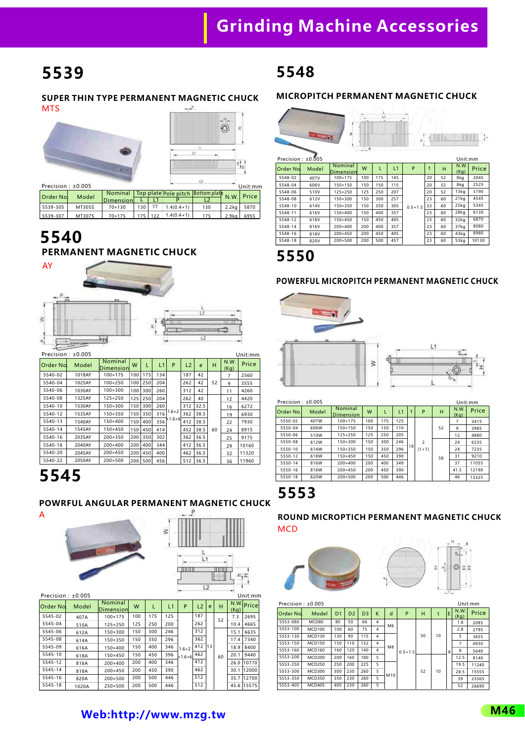# Grinding Machine Accessories

## 5539

### SUPER THIN TYPE PERMANENT MAGNETIC CHUCK

MTS

Precision : ±0.005

Unit:mm

| Order No. | Model | Nominal Dimension | Top plate L | L1 | Pole pitch P | Bottom plate L2 | N.W. | Price |
|---|---|---|---|---|---|---|---|---|
| 5539-305 | MT305S | 70×130 | 130 | 77 | 1.4(0.4+1) | 130 | 2.2kg | 5870 |
| 5539-307 | MT307S | 70×175 | 175 | 122 | 1.4(0.4+1) | 175 | 2.9kg | 6955 |

## 5540

### PERMANENT MAGNETIC CHUCK

AY

Precision : ±0.005

Unit:mm

| Order No. | Model | Nominal Dimension | W | L | L1 | P | L2 | e | H | N.W. (Kg) | Price |
|---|---|---|---|---|---|---|---|---|---|---|---|
| 5540-02 | 1018AY | 100×175 | 100 | 175 | 134 | 1.6+2 / +1.6+6 | 187 | 42 | 52 | 7 | 2560 |
| 5540-04 | 1025AY | 100×250 | 100 | 250 | 204 | | 262 | 42 | | 9 | 3555 |
| 5540-06 | 1030AY | 100×300 | 100 | 300 | 260 | | 312 | 42 | | 11 | 4260 |
| 5540-08 | 1325AY | 125×250 | 125 | 250 | 204 | | 262 | 40 | 60 | 12 | 4420 |
| 5540-10 | 1530AY | 150×300 | 150 | 300 | 260 | | 312 | 32.5 | | 16 | 6272 |
| 5540-12 | 1535AY | 150×350 | 150 | 350 | 316 | | 362 | 38.5 | | 19 | 6930 |
| 5540-13 | 1540AY | 150×400 | 150 | 400 | 356 | | 412 | 38.5 | | 22 | 7930 |
| 5540-14 | 1545AY | 150×450 | 150 | 450 | 414 | | 452 | 38.5 | | 24 | 8915 |
| 5540-16 | 2035AY | 200×350 | 200 | 350 | 302 | | 362 | 36.5 | | 25 | 9175 |
| 5540-18 | 2040AY | 200×400 | 200 | 400 | 344 | | 412 | 36.5 | | 29 | 10160 |
| 5540-20 | 2045AY | 200×450 | 200 | 450 | 400 | | 462 | 36.5 | | 32 | 11320 |
| 5540-22 | 2050AY | 200×500 | 200 | 500 | 456 | | 512 | 36.5 | | 36 | 11960 |

## 5545

### POWFRUL ANGULAR PERMANENT MAGNETIC CHUCK

A

Precision : ±0.005

Unit:mm

| Order No. | Model | Nominal Dimension | W | L | L1 | P | L2 | e | H | N.W. (Kg) | Price |
|---|---|---|---|---|---|---|---|---|---|---|---|
| 5545-02 | 407A | 100×175 | 100 | 175 | 125 | 1.6+2 / +1.6+6 | 187 | 13 | 52 | 7.3 | 2695 |
| 5545-04 | 510A | 125×250 | 125 | 250 | 200 | | 262 | | | 10.4 | 4665 |
| 5545-06 | 612A | 150×300 | 150 | 300 | 246 | | 312 | | 60 | 15.1 | 6635 |
| 5545-08 | 614A | 150×350 | 150 | 350 | 296 | | 362 | | | 17.4 | 7340 |
| 5545-09 | 616A | 150×400 | 150 | 400 | 346 | | 412 | | | 18.9 | 8400 |
| 5545-10 | 618A | 150×450 | 150 | 450 | 396 | | 462 | | | 20.1 | 9440 |
| 5545-12 | 816A | 200×400 | 200 | 400 | 346 | | 412 | | | 26.0 | 10770 |
| 5545-14 | 818A | 200×450 | 200 | 450 | 396 | | 462 | | | 30.1 | 12000 |
| 5545-16 | 820A | 200×500 | 200 | 500 | 446 | | 512 | | | 35.7 | 12700 |
| 5545-18 | 1020A | 250×500 | 200 | 500 | 446 | | 512 | | | 45.6 | 15575 |

## 5548

### MICROPITCH PERMANENT MAGNETIC CHUCK

Precision : ±0.005

Unit:mm

| Order No. | Model | Nominal Dimension | W | L | L1 | P | t | H | N.W. (Kg) | Price |
|---|---|---|---|---|---|---|---|---|---|---|
| 5548-02 | 407V | 100×175 | 100 | 175 | 145 | 0.5+1.5 | 20 | 52 | 8kg | 2045 |
| 5548-04 | 606V | 150×150 | 150 | 150 | 115 | | 20 | 52 | 8kg | 2525 |
| 5548-06 | 510V | 125×250 | 125 | 250 | 207 | | 20 | 52 | 13kg | 3190 |
| 5548-08 | 612V | 150×300 | 150 | 300 | 257 | | 23 | 60 | 21kg | 4545 |
| 5548-10 | 614V | 150×350 | 150 | 350 | 305 | | 23 | 60 | 25kg | 5345 |
| 5548-11 | 616V | 150×400 | 150 | 400 | 357 | | 23 | 60 | 28kg | 6130 |
| 5548-12 | 618V | 150×450 | 150 | 450 | 405 | | 23 | 60 | 32kg | 6870 |
| 5548-14 | 816V | 200×400 | 200 | 400 | 357 | | 23 | 60 | 37kg | 8080 |
| 5548-16 | 818V | 200×450 | 200 | 450 | 405 | | 23 | 60 | 43kg | 8980 |
| 5548-18 | 820V | 200×500 | 200 | 500 | 457 | | 23 | 60 | 53kg | 10130 |

## 5550

### POWERFUL MICROPITCH PERMANENT MAGNETIC CHUCK

Precision : ±0.005

Unit:mm

| Order No. | Model | Nominal Dimension | W | L | L1 | t | P | H | N.W. (Kg) | Price |
|---|---|---|---|---|---|---|---|---|---|---|
| 5550-02 | 407W | 100×175 | 100 | 175 | 125 | 18 | 2 (1+1) | 52 | 7 | 3415 |
| 5550-04 | 606W | 150×150 | 150 | 150 | 110 | | | | 9 | 3985 |
| 5550-06 | 510W | 125×250 | 125 | 250 | 205 | | | | 12 | 4880 |
| 5550-08 | 612W | 150×300 | 150 | 300 | 246 | | | 58 | 24 | 6235 |
| 5550-10 | 614W | 150×350 | 150 | 350 | 296 | | | | 24 | 7235 |
| 5550-12 | 618W | 150×450 | 150 | 450 | 390 | | | | 31 | 9210 |
| 5550-14 | 816W | 200×400 | 200 | 400 | 349 | | | | 37 | 11055 |
| 5550-16 | 818W | 200×450 | 200 | 450 | 390 | | | | 41.5 | 12190 |
| 5550-18 | 820W | 200×500 | 200 | 500 | 446 | | | | 46 | 13325 |

## 5553

### ROUND MICROPITCH PERMANENT MAGNETIC CHUCK

MCD

Precision : ±0.005

Unit:mm

| Order No. | Model | D1 | D2 | D3 | K | d | P | H | t | E | N.W. (Kg) | Price |
|---|---|---|---|---|---|---|---|---|---|---|---|---|
| 5553-080 | MCD80 | 80 | 50 | 66 | 4 | M6 | 0.5+1.5 | 50 | 10 | 8 | 1.8 | 2085 |
| 5553-100 | MCD100 | 100 | 60 | 75 | 4 | | | | | | 2.8 | 2795 |
| 5553-130 | MCD130 | 130 | 90 | 115 | 4 | M8 | | | | | 5 | 3655 |
| 5553-150 | MCD150 | 150 | 110 | 132 | 4 | | | | | | 7 | 4930 |
| 5553-160 | MCD160 | 160 | 120 | 140 | 4 | | | | | | 8 | 5640 |
| 5553-200 | MCD200 | 200 | 160 | 180 | 5 | | | 52 | 10 | | 12.5 | 8140 |
| 5553-250 | MCD250 | 250 | 200 | 225 | 5 | M10 | | | | | 19.5 | 11240 |
| 5553-300 | MCD300 | 300 | 230 | 260 | 5 | | | | | | 28.5 | 15555 |
| 5553-350 | MCD350 | 350 | 230 | 260 | 5 | | | | | | 39 | 23365 |
| 5553-405 | MCD405 | 405 | 230 | 260 | 5 | | | | | | 52 | 26690 |

Web:http://www.mzg.tw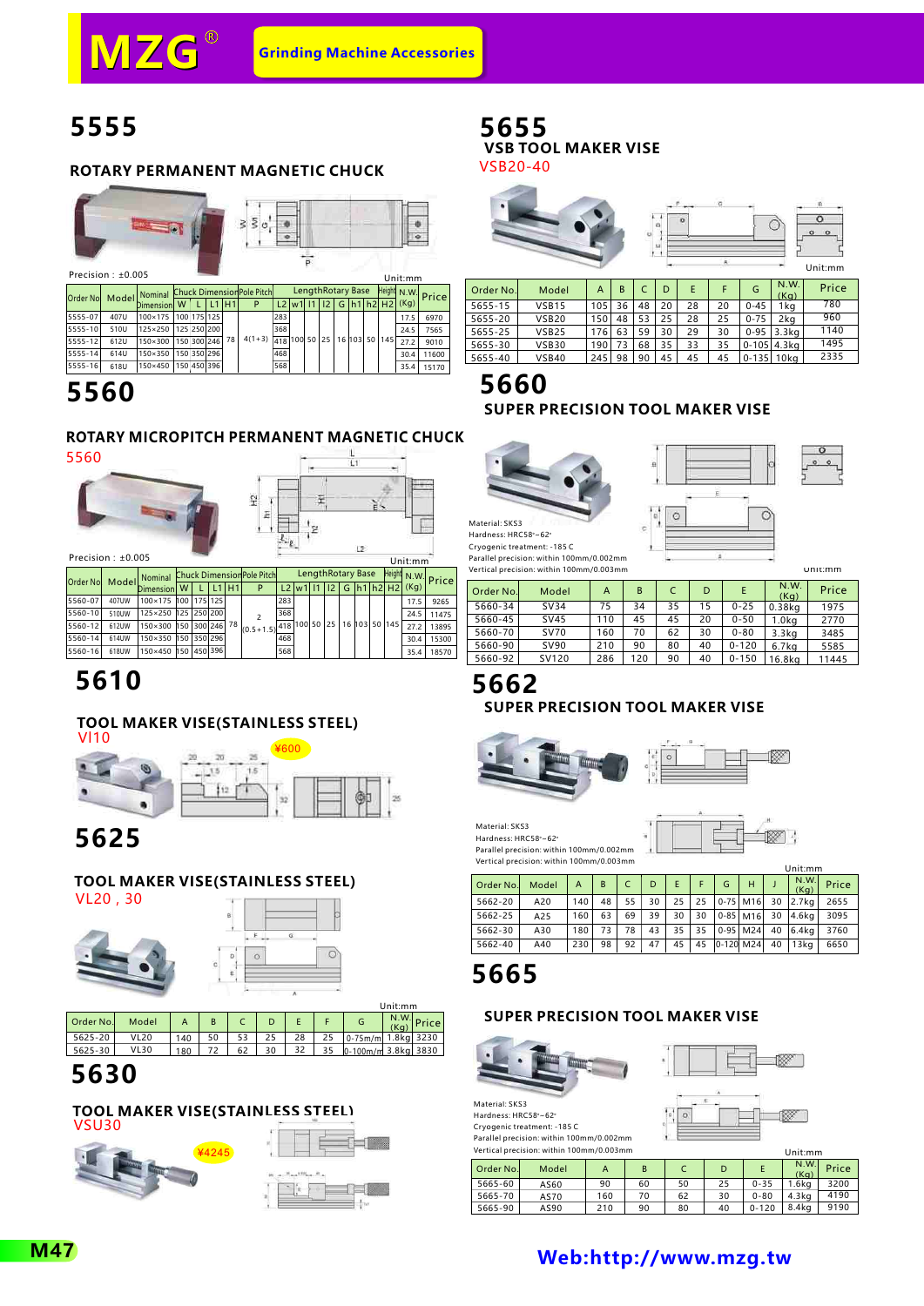MZG® Grinding Machine Accessories

# 5555

## ROTARY PERMANENT MAGNETIC CHUCK

Precision : ±0.005

Unit:mm

| Order No | Model | Nominal Dimension | Chuck Dimension W | L | L1 | H1 | Pole Pitch P | Length Rotary Base L2 | w1 | l1 | l2 | G | h1 | h2 | Height H2 | N.W. (Kg) | Price |
|---|---|---|---|---|---|---|---|---|---|---|---|---|---|---|---|---|---|
| 5555-07 | 407U | 100×175 | 100 | 175 | 125 | 78 | 4(1+3) | 283 | 100 | 50 | 25 | 16 | 103 | 50 | 145 | 17.5 | 6970 |
| 5555-10 | 510U | 125×250 | 125 | 250 | 200 | | | 368 | | | | | | | | 24.5 | 7565 |
| 5555-12 | 612U | 150×300 | 150 | 300 | 246 | | | 418 | | | | | | | | 27.2 | 9010 |
| 5555-14 | 614U | 150×350 | 150 | 350 | 296 | | | 468 | | | | | | | | 30.4 | 11600 |
| 5555-16 | 618U | 150×450 | 150 | 450 | 396 | | | 568 | | | | | | | | 35.4 | 15170 |

# 5560

## ROTARY MICROPITCH PERMANENT MAGNETIC CHUCK

5560

Precision : ±0.005

Unit:mm

| Order No | Model | Nominal Dimension | Chuck Dimension W | L | L1 | H1 | Pole Pitch P | Length Rotary Base L2 | w1 | l1 | l2 | G | h1 | h2 | Height H2 | N.W. (Kg) | Price |
|---|---|---|---|---|---|---|---|---|---|---|---|---|---|---|---|---|---|
| 5560-07 | 407UW | 100×175 | 100 | 175 | 125 | 78 | 2 (0.5+1.5) | 283 | 100 | 50 | 25 | 16 | 103 | 50 | 145 | 17.5 | 9265 |
| 5560-10 | 510UW | 125×250 | 125 | 250 | 200 | | | 368 | | | | | | | | 24.5 | 11475 |
| 5560-12 | 612UW | 150×300 | 150 | 300 | 246 | | | 418 | | | | | | | | 27.2 | 13895 |
| 5560-14 | 614UW | 150×350 | 150 | 350 | 296 | | | 468 | | | | | | | | 30.4 | 15300 |
| 5560-16 | 618UW | 150×450 | 150 | 450 | 396 | | | 568 | | | | | | | | 35.4 | 18570 |

# 5610

## TOOL MAKER VISE(STAINLESS STEEL)

VI10

¥600

# 5625

## TOOL MAKER VISE(STAINLESS STEEL)

VL20 , 30

Unit:mm

| Order No. | Model | A | B | C | D | E | F | G | N.W. (Kg) | Price |
|---|---|---|---|---|---|---|---|---|---|---|
| 5625-20 | VL20 | 140 | 50 | 53 | 25 | 28 | 25 | 0-75m/m | 1.8kg | 3230 |
| 5625-30 | VL30 | 180 | 72 | 62 | 30 | 32 | 35 | 0-100m/m | 3.8kg | 3830 |

# 5630

## TOOL MAKER VISE(STAINLESS STEEL)

VSU30

¥4245

# 5655

## VSB TOOL MAKER VISE

VSB20-40

Unit:mm

| Order No. | Model | A | B | C | D | E | F | G | N.W. (Kg) | Price |
|---|---|---|---|---|---|---|---|---|---|---|
| 5655-15 | VSB15 | 105 | 36 | 48 | 20 | 28 | 20 | 0-45 | 1kg | 780 |
| 5655-20 | VSB20 | 150 | 48 | 53 | 25 | 28 | 25 | 0-75 | 2kg | 960 |
| 5655-25 | VSB25 | 176 | 63 | 59 | 30 | 29 | 30 | 0-95 | 3.3kg | 1140 |
| 5655-30 | VSB30 | 190 | 73 | 68 | 35 | 33 | 35 | 0-105 | 4.3kg | 1495 |
| 5655-40 | VSB40 | 245 | 98 | 90 | 45 | 45 | 45 | 0-135 | 10kg | 2335 |

# 5660

## SUPER PRECISION TOOL MAKER VISE

Material: SKS3
Hardness: HRC58°~62°
Cryogenic treatment: -185 C
Parallel precision: within 100mm/0.002mm
Vertical precision: within 100mm/0.003mm

Unit:mm

| Order No. | Model | A | B | C | D | E | N.W. (Kg) | Price |
|---|---|---|---|---|---|---|---|---|
| 5660-34 | SV34 | 75 | 34 | 35 | 15 | 0-25 | 0.38kg | 1975 |
| 5660-45 | SV45 | 110 | 45 | 45 | 20 | 0-50 | 1.0kg | 2770 |
| 5660-70 | SV70 | 160 | 70 | 62 | 30 | 0-80 | 3.3kg | 3485 |
| 5660-90 | SV90 | 210 | 90 | 80 | 40 | 0-120 | 6.7kg | 5585 |
| 5660-92 | SV120 | 286 | 120 | 90 | 40 | 0-150 | 16.8kg | 11445 |

# 5662

## SUPER PRECISION TOOL MAKER VISE

Material: SKS3
Hardness: HRC58°~62°
Parallel precision: within 100mm/0.002mm
Vertical precision: within 100mm/0.003mm

Unit:mm

| Order No. | Model | A | B | C | D | E | F | G | H | J | N.W. (Kg) | Price |
|---|---|---|---|---|---|---|---|---|---|---|---|---|
| 5662-20 | A20 | 140 | 48 | 55 | 30 | 25 | 25 | 0-75 | M16 | 30 | 2.7kg | 2655 |
| 5662-25 | A25 | 160 | 63 | 69 | 39 | 30 | 30 | 0-85 | M16 | 30 | 4.6kg | 3095 |
| 5662-30 | A30 | 180 | 73 | 78 | 43 | 35 | 35 | 0-95 | M24 | 40 | 6.4kg | 3760 |
| 5662-40 | A40 | 230 | 98 | 92 | 47 | 45 | 45 | 0-120 | M24 | 40 | 13kg | 6650 |

# 5665

## SUPER PRECISION TOOL MAKER VISE

Material: SKS3
Hardness: HRC58°~62°
Cryogenic treatment: -185 C
Parallel precision: within 100mm/0.002mm
Vertical precision: within 100mm/0.003mm

Unit:mm

| Order No. | Model | A | B | C | D | E | N.W. (Kg) | Price |
|---|---|---|---|---|---|---|---|---|
| 5665-60 | AS60 | 90 | 60 | 50 | 25 | 0-35 | 1.6kg | 3200 |
| 5665-70 | AS70 | 160 | 70 | 62 | 30 | 0-80 | 4.3kg | 4190 |
| 5665-90 | AS90 | 210 | 90 | 80 | 40 | 0-120 | 8.4kg | 9190 |

Web:http://www.mzg.tw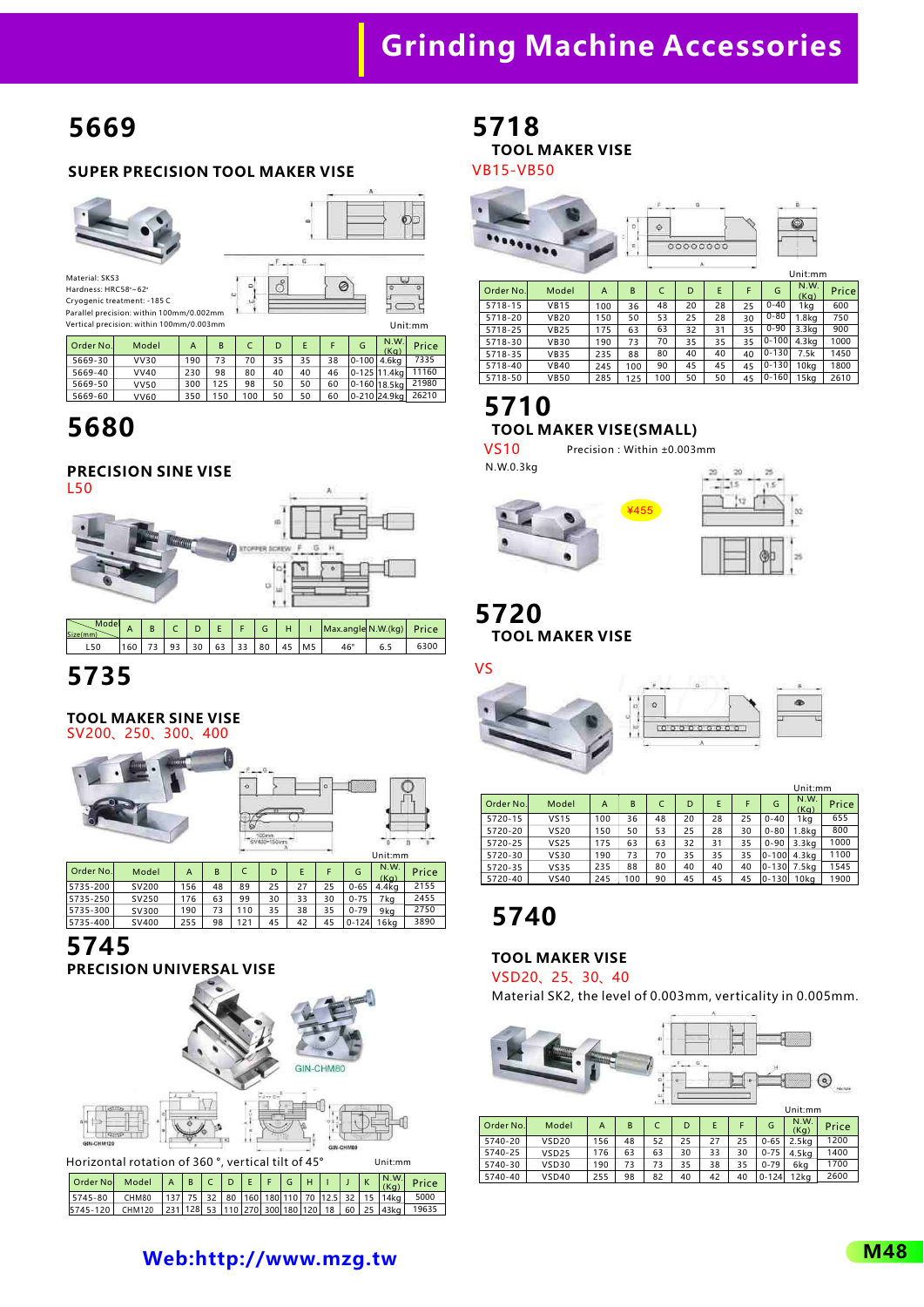# Grinding Machine Accessories

## 5669

### SUPER PRECISION TOOL MAKER VISE

Material: SKS3
Hardness: HRC58°~62°
Cryogenic treatment: -185 C
Parallel precision: within 100mm/0.002mm
Vertical precision: within 100mm/0.003mm

Unit:mm

| Order No. | Model | A | B | C | D | E | F | G | N.W.(Kg) | Price |
|---|---|---|---|---|---|---|---|---|---|---|
| 5669-30 | VV30 | 190 | 73 | 70 | 35 | 35 | 38 | 0-100 | 4.6kg | 7335 |
| 5669-40 | VV40 | 230 | 98 | 80 | 40 | 40 | 46 | 0-125 | 11.4kg | 11160 |
| 5669-50 | VV50 | 300 | 125 | 98 | 50 | 50 | 60 | 0-160 | 18.5kg | 21980 |
| 5669-60 | VV60 | 350 | 150 | 100 | 50 | 50 | 60 | 0-210 | 24.9kg | 26210 |

## 5680

### PRECISION SINE VISE

L50

| Size(mm) / Model | A | B | C | D | E | F | G | H | I | Max.angle | N.W.(kg) | Price |
|---|---|---|---|---|---|---|---|---|---|---|---|---|
| L50 | 160 | 73 | 93 | 30 | 63 | 33 | 80 | 45 | M5 | 46° | 6.5 | 6300 |

## 5735

### TOOL MAKER SINE VISE

SV200、250、300、400

Unit:mm

| Order No. | Model | A | B | C | D | E | F | G | N.W.(Kg) | Price |
|---|---|---|---|---|---|---|---|---|---|---|
| 5735-200 | SV200 | 156 | 48 | 89 | 25 | 27 | 25 | 0-65 | 4.4kg | 2155 |
| 5735-250 | SV250 | 176 | 63 | 99 | 30 | 33 | 30 | 0-75 | 7kg | 2455 |
| 5735-300 | SV300 | 190 | 73 | 110 | 35 | 38 | 35 | 0-79 | 9kg | 2750 |
| 5735-400 | SV400 | 255 | 98 | 121 | 45 | 42 | 45 | 0-124 | 16kg | 3890 |

## 5745

### PRECISION UNIVERSAL VISE

GIN-CHM80

Horizontal rotation of 360°, vertical tilt of 45°

Unit:mm

| Order No | Model | A | B | C | D | E | F | G | H | I | J | K | N.W.(Kg) | Price |
|---|---|---|---|---|---|---|---|---|---|---|---|---|---|---|
| 5745-80 | CHM80 | 137 | 75 | 32 | 80 | 160 | 180 | 110 | 70 | 12.5 | 32 | 15 | 14kg | 5000 |
| 5745-120 | CHM120 | 231 | 128 | 53 | 110 | 270 | 300 | 180 | 120 | 18 | 60 | 25 | 43kg | 19635 |

## 5718

### TOOL MAKER VISE

VB15-VB50

Unit:mm

| Order No. | Model | A | B | C | D | E | F | G | N.W.(Kg) | Price |
|---|---|---|---|---|---|---|---|---|---|---|
| 5718-15 | VB15 | 100 | 36 | 48 | 20 | 28 | 25 | 0-40 | 1kg | 600 |
| 5718-20 | VB20 | 150 | 50 | 53 | 25 | 28 | 30 | 0-80 | 1.8kg | 750 |
| 5718-25 | VB25 | 175 | 63 | 63 | 32 | 31 | 35 | 0-90 | 3.3kg | 900 |
| 5718-30 | VB30 | 190 | 73 | 70 | 35 | 35 | 35 | 0-100 | 4.3kg | 1000 |
| 5718-35 | VB35 | 235 | 88 | 80 | 40 | 40 | 40 | 0-130 | 7.5k | 1450 |
| 5718-40 | VB40 | 245 | 100 | 90 | 45 | 45 | 45 | 0-130 | 10kg | 1800 |
| 5718-50 | VB50 | 285 | 125 | 100 | 50 | 50 | 45 | 0-160 | 15kg | 2610 |

## 5710

### TOOL MAKER VISE(SMALL)

VS10 Precision : Within ±0.003mm

N.W.0.3kg

¥455

## 5720

### TOOL MAKER VISE

VS

Unit:mm

| Order No. | Model | A | B | C | D | E | F | G | N.W.(Kg) | Price |
|---|---|---|---|---|---|---|---|---|---|---|
| 5720-15 | VS15 | 100 | 36 | 48 | 20 | 28 | 25 | 0-40 | 1kg | 655 |
| 5720-20 | VS20 | 150 | 50 | 53 | 25 | 28 | 30 | 0-80 | 1.8kg | 800 |
| 5720-25 | VS25 | 175 | 63 | 63 | 32 | 31 | 35 | 0-90 | 3.3kg | 1000 |
| 5720-30 | VS30 | 190 | 73 | 70 | 35 | 35 | 35 | 0-100 | 4.3kg | 1100 |
| 5720-35 | VS35 | 235 | 88 | 80 | 40 | 40 | 40 | 0-130 | 7.5kg | 1545 |
| 5720-40 | VS40 | 245 | 100 | 90 | 45 | 45 | 45 | 0-130 | 10kg | 1900 |

## 5740

### TOOL MAKER VISE

VSD20、25、30、40

Material SK2, the level of 0.003mm, verticality in 0.005mm.

Unit:mm

| Order No. | Model | A | B | C | D | E | F | G | N.W.(Kg) | Price |
|---|---|---|---|---|---|---|---|---|---|---|
| 5740-20 | VSD20 | 156 | 48 | 52 | 25 | 27 | 25 | 0-65 | 2.5kg | 1200 |
| 5740-25 | VSD25 | 176 | 63 | 63 | 30 | 33 | 30 | 0-75 | 4.5kg | 1400 |
| 5740-30 | VSD30 | 190 | 73 | 73 | 35 | 38 | 35 | 0-79 | 6kg | 1700 |
| 5740-40 | VSD40 | 255 | 98 | 82 | 40 | 42 | 40 | 0-124 | 12kg | 2600 |

Web:http://www.mzg.tw